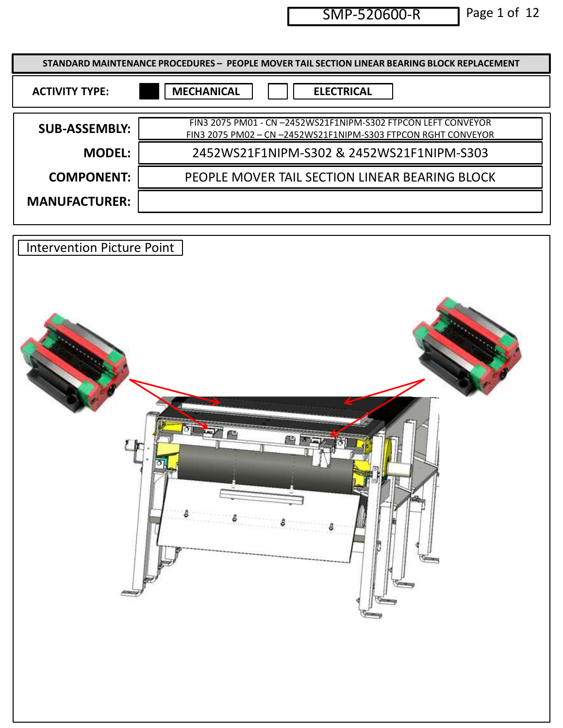SMP-520600-R

# STANDARD MAINTENANCE PROCEDURES – PEOPLE MOVER TAIL SECTION LINEAR BEARING BLOCK REPLACEMENT

| ACTIVITY TYPE: | ■ MECHANICAL | ☐ ELECTRICAL |
|---|---|---|

| | |
|---|---|
| **SUB-ASSEMBLY:** | FIN3 2075 PM01 - CN –2452WS21F1NIPM-S302 FTPCON LEFT CONVEYOR<br>FIN3 2075 PM02 – CN –2452WS21F1NIPM-S303 FTPCON RGHT CONVEYOR |
| **MODEL:** | 2452WS21F1NIPM-S302 & 2452WS21F1NIPM-S303 |
| **COMPONENT:** | PEOPLE MOVER TAIL SECTION LINEAR BEARING BLOCK |
| **MANUFACTURER:** | |

Intervention Picture Point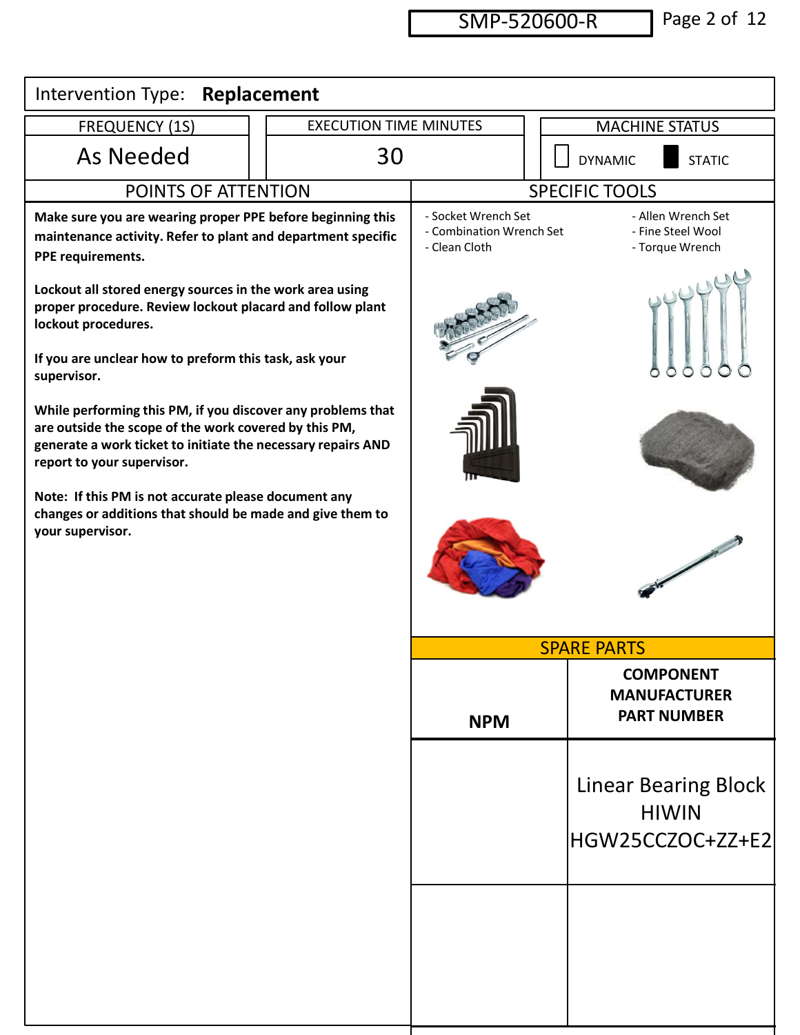SMP-520600-R

Intervention Type: **Replacement**

| FREQUENCY (1S) | EXECUTION TIME MINUTES | MACHINE STATUS |
|---|---|---|
| As Needed | 30 | ☐ DYNAMIC ■ STATIC |

## POINTS OF ATTENTION

**Make sure you are wearing proper PPE before beginning this maintenance activity. Refer to plant and department specific PPE requirements.**

**Lockout all stored energy sources in the work area using proper procedure. Review lockout placard and follow plant lockout procedures.**

**If you are unclear how to preform this task, ask your supervisor.**

**While performing this PM, if you discover any problems that are outside the scope of the work covered by this PM, generate a work ticket to initiate the necessary repairs AND report to your supervisor.**

**Note: If this PM is not accurate please document any changes or additions that should be made and give them to your supervisor.**

## SPECIFIC TOOLS

- Socket Wrench Set
- Combination Wrench Set
- Clean Cloth
- Allen Wrench Set
- Fine Steel Wool
- Torque Wrench

## SPARE PARTS

| NPM | COMPONENT MANUFACTURER PART NUMBER |
|---|---|
| | Linear Bearing Block HIWIN HGW25CCZOC+ZZ+E2 |
| | |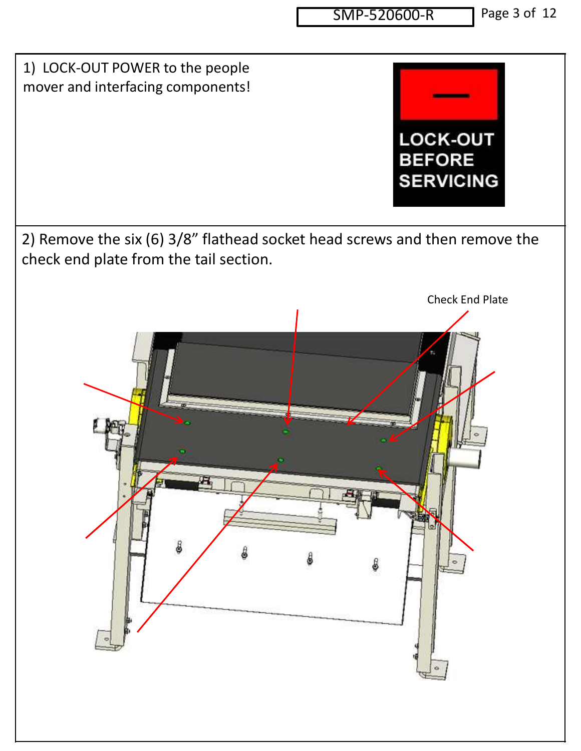1) LOCK-OUT POWER to the people mover and interfacing components!

LOCK-OUT BEFORE SERVICING

2) Remove the six (6) 3/8" flathead socket head screws and then remove the check end plate from the tail section.

Check End Plate